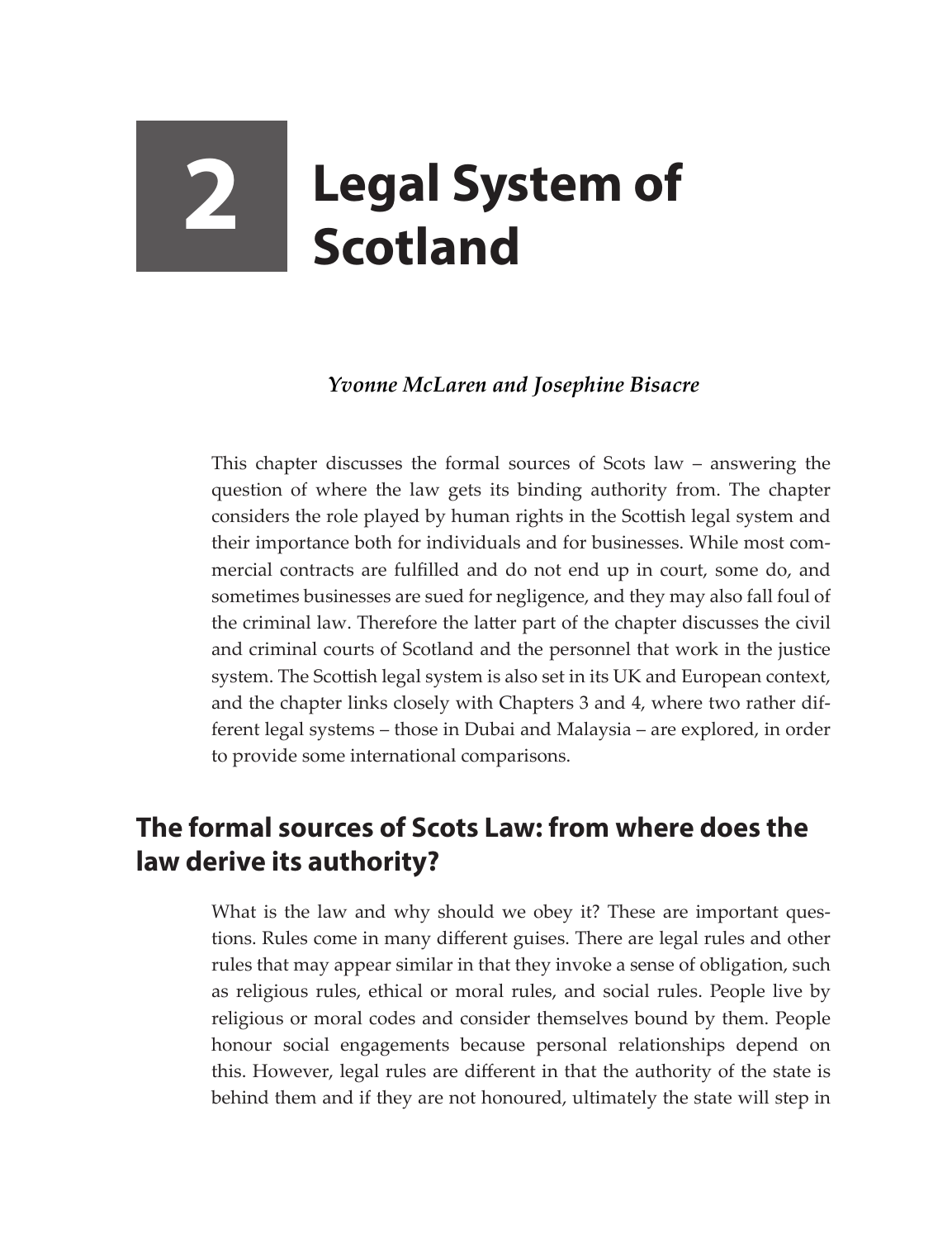# 2 Legal System of Scotland

*Yvonne McLaren and Josephine Bisacre*

This chapter discusses the formal sources of Scots law – answering the question of where the law gets its binding authority from. The chapter considers the role played by human rights in the Scottish legal system and their importance both for individuals and for businesses. While most commercial contracts are fulfilled and do not end up in court, some do, and sometimes businesses are sued for negligence, and they may also fall foul of the criminal law. Therefore the latter part of the chapter discusses the civil and criminal courts of Scotland and the personnel that work in the justice system. The Scottish legal system is also set in its UK and European context, and the chapter links closely with Chapters 3 and 4, where two rather different legal systems – those in Dubai and Malaysia – are explored, in order to provide some international comparisons.

## The formal sources of Scots Law: from where does the law derive its authority?

What is the law and why should we obey it? These are important questions. Rules come in many different guises. There are legal rules and other rules that may appear similar in that they invoke a sense of obligation, such as religious rules, ethical or moral rules, and social rules. People live by religious or moral codes and consider themselves bound by them. People honour social engagements because personal relationships depend on this. However, legal rules are different in that the authority of the state is behind them and if they are not honoured, ultimately the state will step in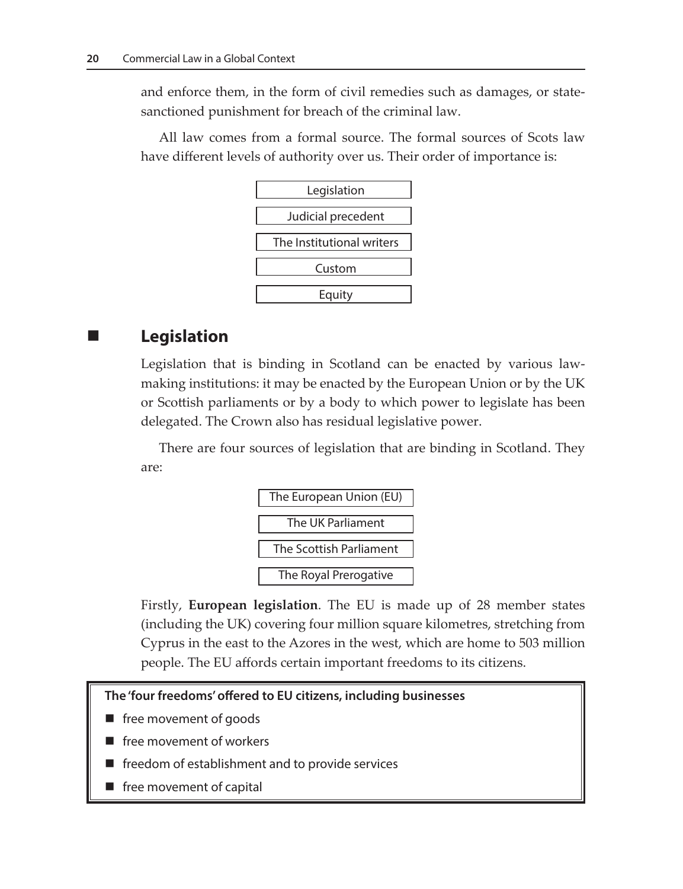and enforce them, in the form of civil remedies such as damages, or state-sanctioned punishment for breach of the criminal law.

All law comes from a formal source. The formal sources of Scots law have different levels of authority over us. Their order of importance is:

- Legislation
- Judicial precedent
- The Institutional writers
- Custom
- Equity

## Legislation

Legislation that is binding in Scotland can be enacted by various law-making institutions: it may be enacted by the European Union or by the UK or Scottish parliaments or by a body to which power to legislate has been delegated. The Crown also has residual legislative power.

There are four sources of legislation that are binding in Scotland. They are:

- The European Union (EU)
- The UK Parliament
- The Scottish Parliament
- The Royal Prerogative

Firstly, **European legislation**. The EU is made up of 28 member states (including the UK) covering four million square kilometres, stretching from Cyprus in the east to the Azores in the west, which are home to 503 million people. The EU affords certain important freedoms to its citizens.

**The 'four freedoms' offered to EU citizens, including businesses**

- free movement of goods
- free movement of workers
- freedom of establishment and to provide services
- free movement of capital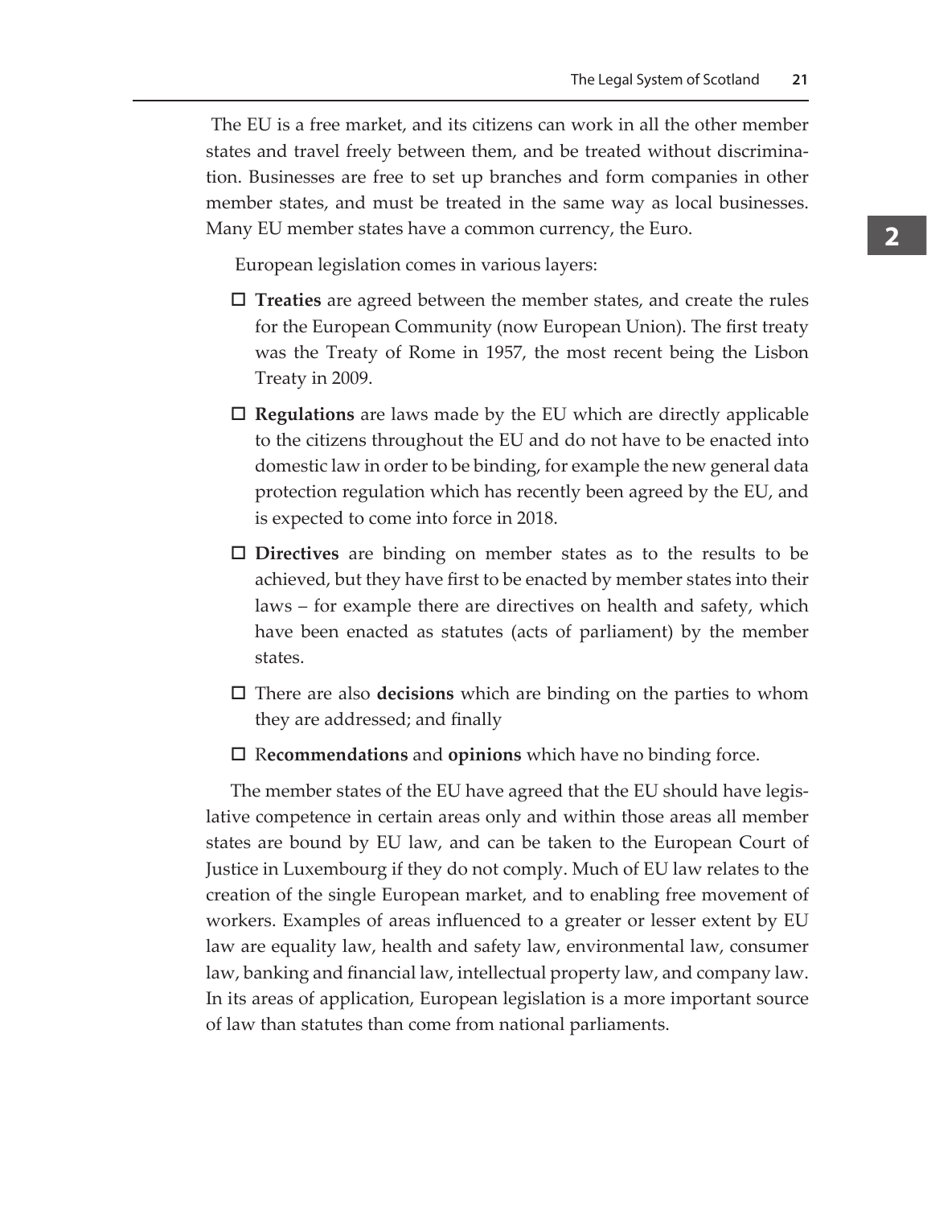The EU is a free market, and its citizens can work in all the other member states and travel freely between them, and be treated without discrimination. Businesses are free to set up branches and form companies in other member states, and must be treated in the same way as local businesses. Many EU member states have a common currency, the Euro.

European legislation comes in various layers:

- **Treaties** are agreed between the member states, and create the rules for the European Community (now European Union). The first treaty was the Treaty of Rome in 1957, the most recent being the Lisbon Treaty in 2009.
- **Regulations** are laws made by the EU which are directly applicable to the citizens throughout the EU and do not have to be enacted into domestic law in order to be binding, for example the new general data protection regulation which has recently been agreed by the EU, and is expected to come into force in 2018.
- **Directives** are binding on member states as to the results to be achieved, but they have first to be enacted by member states into their laws – for example there are directives on health and safety, which have been enacted as statutes (acts of parliament) by the member states.
- There are also **decisions** which are binding on the parties to whom they are addressed; and finally
- R**ecommendations** and **opinions** which have no binding force.

The member states of the EU have agreed that the EU should have legislative competence in certain areas only and within those areas all member states are bound by EU law, and can be taken to the European Court of Justice in Luxembourg if they do not comply. Much of EU law relates to the creation of the single European market, and to enabling free movement of workers. Examples of areas influenced to a greater or lesser extent by EU law are equality law, health and safety law, environmental law, consumer law, banking and financial law, intellectual property law, and company law. In its areas of application, European legislation is a more important source of law than statutes than come from national parliaments.